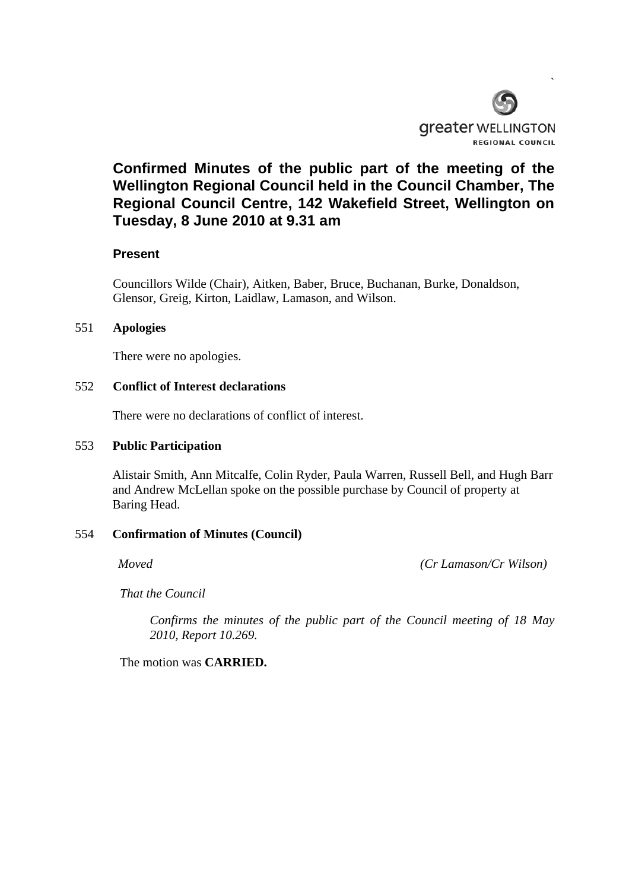# Confirmed Minutes of the public part of the meeting of the Wellington Regional Council held in the Council Chamber, The Regional Council Centre, 142 Wakefield Street, Wellington on Tuesday, 8 June 2010 at 9.31 am

## Present

Councillors Wilde (Chair), Aitken, Baber, Bruce, Buchanan, Burke, Donaldson, Glensor, Greig, Kirton, Laidlaw, Lamason, and Wilson.

551 **Apologies**

There were no apologies.

552 **Conflict of Interest declarations**

There were no declarations of conflict of interest.

553 **Public Participation**

Alistair Smith, Ann Mitcalfe, Colin Ryder, Paula Warren, Russell Bell, and Hugh Barr and Andrew McLellan spoke on the possible purchase by Council of property at Baring Head.

554 **Confirmation of Minutes (Council)**

*Moved* *(Cr Lamason/Cr Wilson)*

*That the Council*

*Confirms the minutes of the public part of the Council meeting of 18 May 2010, Report 10.269.*

The motion was **CARRIED.**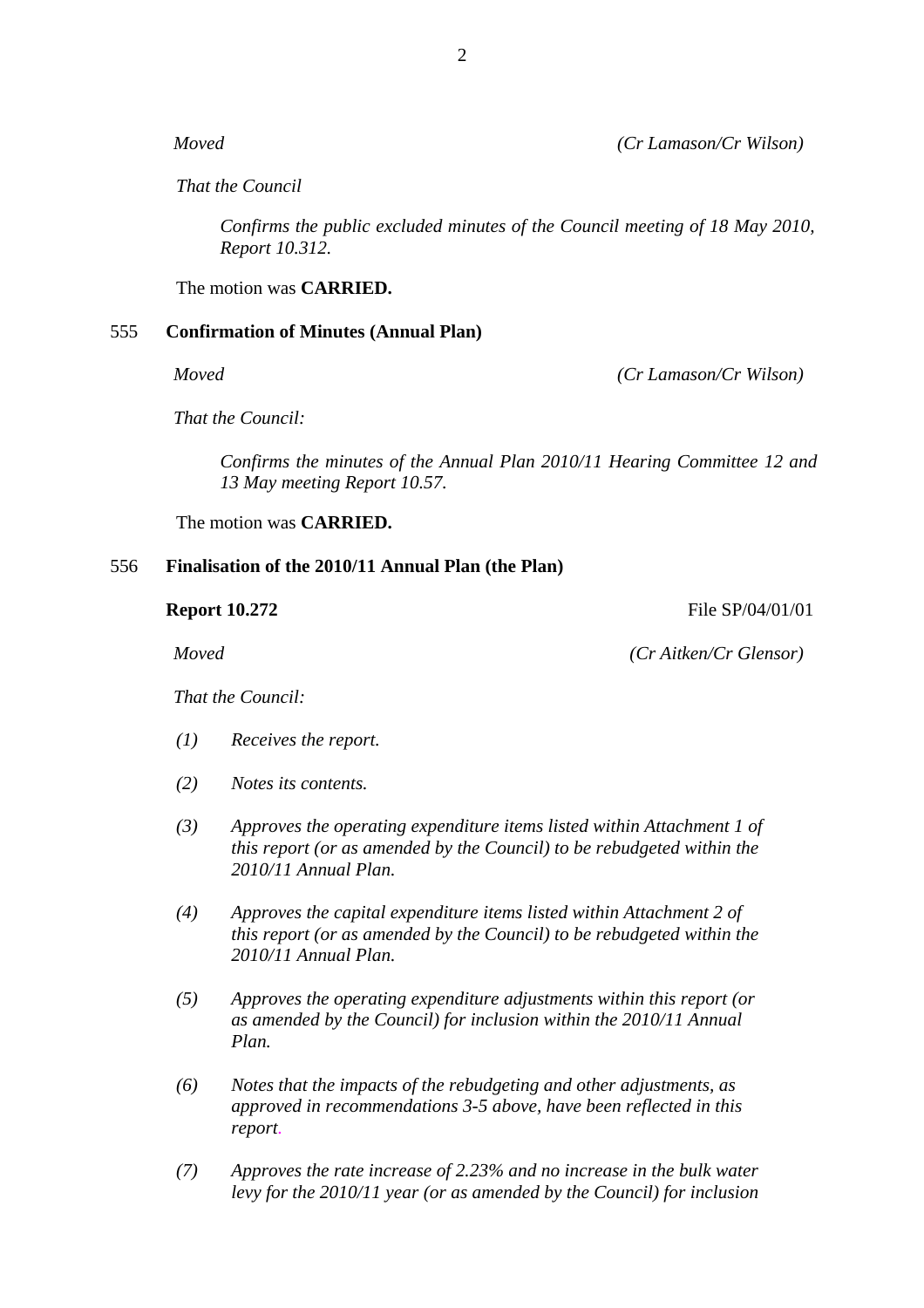*Moved* *(Cr Lamason/Cr Wilson)*

*That the Council*

*Confirms the public excluded minutes of the Council meeting of 18 May 2010, Report 10.312.*

The motion was **CARRIED.**

**555 Confirmation of Minutes (Annual Plan)**

*Moved* *(Cr Lamason/Cr Wilson)*

*That the Council:*

*Confirms the minutes of the Annual Plan 2010/11 Hearing Committee 12 and 13 May meeting Report 10.57.*

The motion was **CARRIED.**

**556 Finalisation of the 2010/11 Annual Plan (the Plan)**

**Report 10.272** File SP/04/01/01

*Moved* *(Cr Aitken/Cr Glensor)*

*That the Council:*

*(1) Receives the report.*

*(2) Notes its contents.*

*(3) Approves the operating expenditure items listed within Attachment 1 of this report (or as amended by the Council) to be rebudgeted within the 2010/11 Annual Plan.*

*(4) Approves the capital expenditure items listed within Attachment 2 of this report (or as amended by the Council) to be rebudgeted within the 2010/11 Annual Plan.*

*(5) Approves the operating expenditure adjustments within this report (or as amended by the Council) for inclusion within the 2010/11 Annual Plan.*

*(6) Notes that the impacts of the rebudgeting and other adjustments, as approved in recommendations 3-5 above, have been reflected in this report.*

*(7) Approves the rate increase of 2.23% and no increase in the bulk water levy for the 2010/11 year (or as amended by the Council) for inclusion*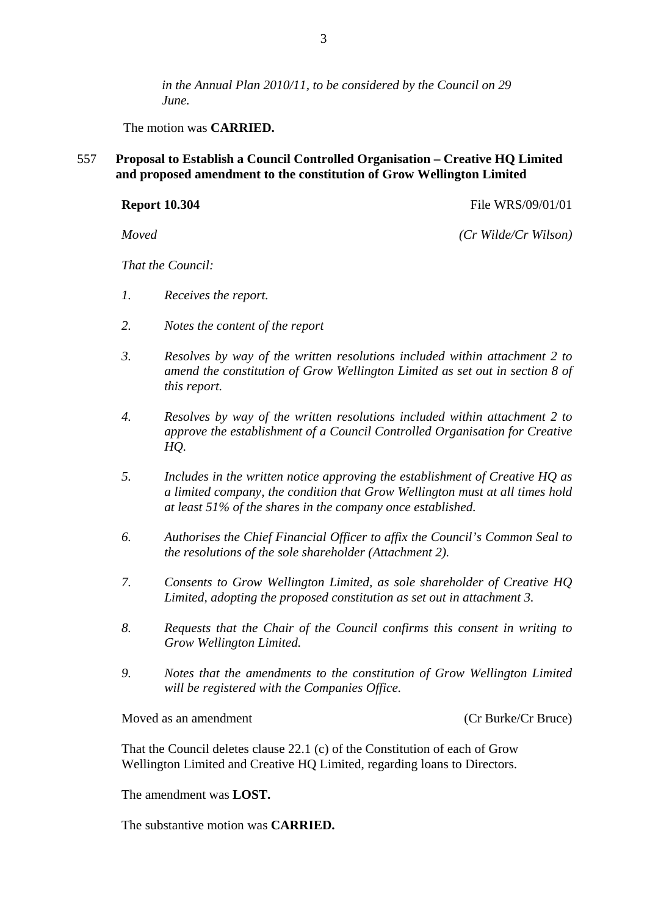*in the Annual Plan 2010/11, to be considered by the Council on 29 June.*

The motion was **CARRIED.**

557 **Proposal to Establish a Council Controlled Organisation – Creative HQ Limited and proposed amendment to the constitution of Grow Wellington Limited**

**Report 10.304** File WRS/09/01/01

*Moved* *(Cr Wilde/Cr Wilson)*

*That the Council:*

1. *Receives the report.*
2. *Notes the content of the report*
3. *Resolves by way of the written resolutions included within attachment 2 to amend the constitution of Grow Wellington Limited as set out in section 8 of this report.*
4. *Resolves by way of the written resolutions included within attachment 2 to approve the establishment of a Council Controlled Organisation for Creative HQ.*
5. *Includes in the written notice approving the establishment of Creative HQ as a limited company, the condition that Grow Wellington must at all times hold at least 51% of the shares in the company once established.*
6. *Authorises the Chief Financial Officer to affix the Council's Common Seal to the resolutions of the sole shareholder (Attachment 2).*
7. *Consents to Grow Wellington Limited, as sole shareholder of Creative HQ Limited, adopting the proposed constitution as set out in attachment 3.*
8. *Requests that the Chair of the Council confirms this consent in writing to Grow Wellington Limited.*
9. *Notes that the amendments to the constitution of Grow Wellington Limited will be registered with the Companies Office.*

Moved as an amendment (Cr Burke/Cr Bruce)

That the Council deletes clause 22.1 (c) of the Constitution of each of Grow Wellington Limited and Creative HQ Limited, regarding loans to Directors.

The amendment was **LOST.**

The substantive motion was **CARRIED.**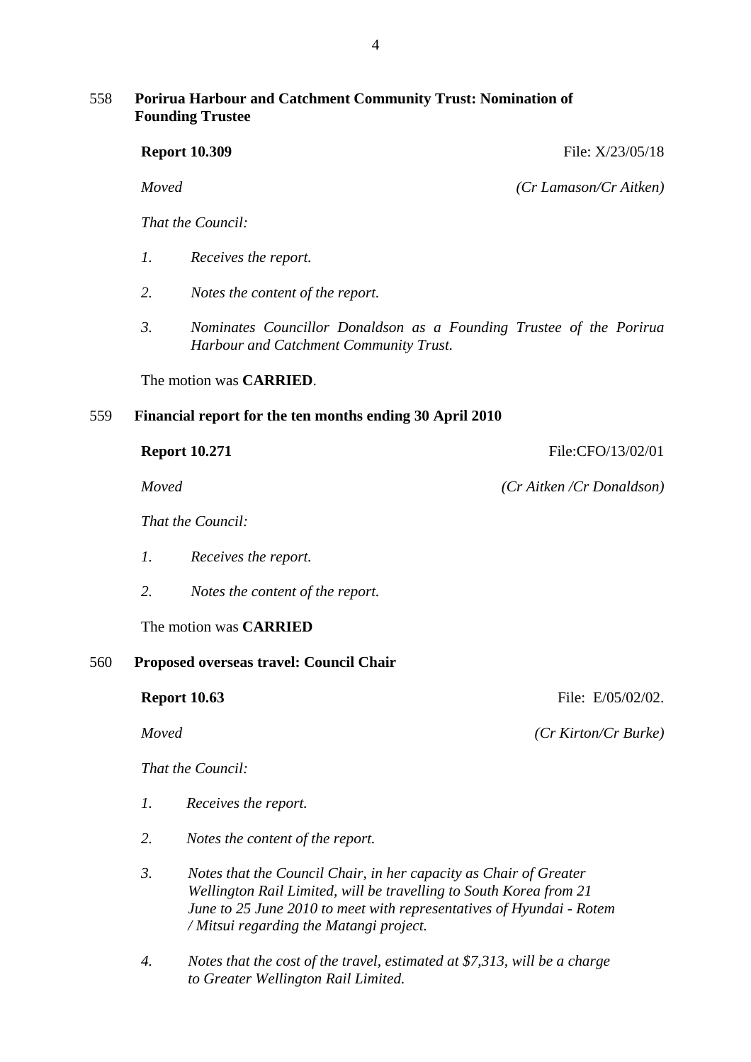## 558 Porirua Harbour and Catchment Community Trust: Nomination of Founding Trustee

**Report 10.309** File: X/23/05/18

*Moved* *(Cr Lamason/Cr Aitken)*

*That the Council:*

1. *Receives the report.*
2. *Notes the content of the report.*
3. *Nominates Councillor Donaldson as a Founding Trustee of the Porirua Harbour and Catchment Community Trust.*

The motion was **CARRIED**.

## 559 Financial report for the ten months ending 30 April 2010

**Report 10.271** File:CFO/13/02/01

*Moved* *(Cr Aitken /Cr Donaldson)*

*That the Council:*

1. *Receives the report.*
2. *Notes the content of the report.*

The motion was **CARRIED**

## 560 Proposed overseas travel: Council Chair

**Report 10.63** File: E/05/02/02.

*Moved* *(Cr Kirton/Cr Burke)*

*That the Council:*

1. *Receives the report.*
2. *Notes the content of the report.*
3. *Notes that the Council Chair, in her capacity as Chair of Greater Wellington Rail Limited, will be travelling to South Korea from 21 June to 25 June 2010 to meet with representatives of Hyundai - Rotem / Mitsui regarding the Matangi project.*
4. *Notes that the cost of the travel, estimated at $7,313, will be a charge to Greater Wellington Rail Limited.*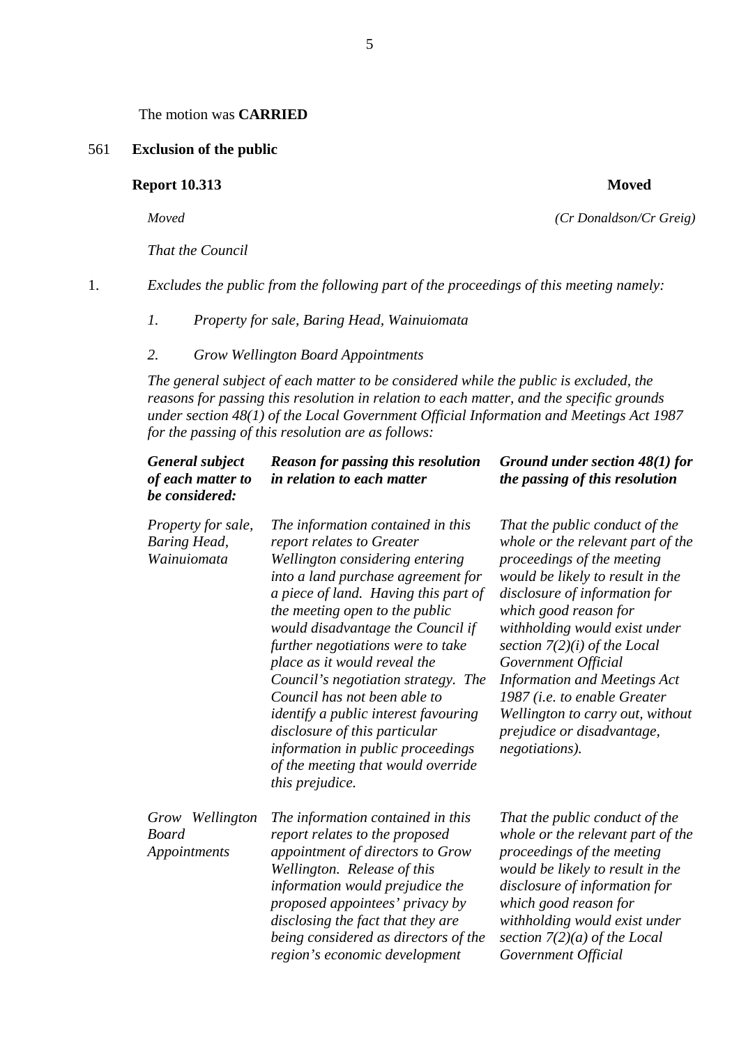The motion was **CARRIED**

561 **Exclusion of the public**

**Report 10.313** **Moved**

*Moved* *(Cr Donaldson/Cr Greig)*

*That the Council*

1. *Excludes the public from the following part of the proceedings of this meeting namely:*

   1. *Property for sale, Baring Head, Wainuiomata*

   2. *Grow Wellington Board Appointments*

   *The general subject of each matter to be considered while the public is excluded, the reasons for passing this resolution in relation to each matter, and the specific grounds under section 48(1) of the Local Government Official Information and Meetings Act 1987 for the passing of this resolution are as follows:*

| ***General subject of each matter to be considered:*** | ***Reason for passing this resolution in relation to each matter*** | ***Ground under section 48(1) for the passing of this resolution*** |
|---|---|---|
| *Property for sale, Baring Head, Wainuiomata* | *The information contained in this report relates to Greater Wellington considering entering into a land purchase agreement for a piece of land. Having this part of the meeting open to the public would disadvantage the Council if further negotiations were to take place as it would reveal the Council's negotiation strategy. The Council has not been able to identify a public interest favouring disclosure of this particular information in public proceedings of the meeting that would override this prejudice.* | *That the public conduct of the whole or the relevant part of the proceedings of the meeting would be likely to result in the disclosure of information for which good reason for withholding would exist under section 7(2)(i) of the Local Government Official Information and Meetings Act 1987 (i.e. to enable Greater Wellington to carry out, without prejudice or disadvantage, negotiations).* |
| *Grow Wellington Board Appointments* | *The information contained in this report relates to the proposed appointment of directors to Grow Wellington. Release of this information would prejudice the proposed appointees' privacy by disclosing the fact that they are being considered as directors of the region's economic development* | *That the public conduct of the whole or the relevant part of the proceedings of the meeting would be likely to result in the disclosure of information for which good reason for withholding would exist under section 7(2)(a) of the Local Government Official* |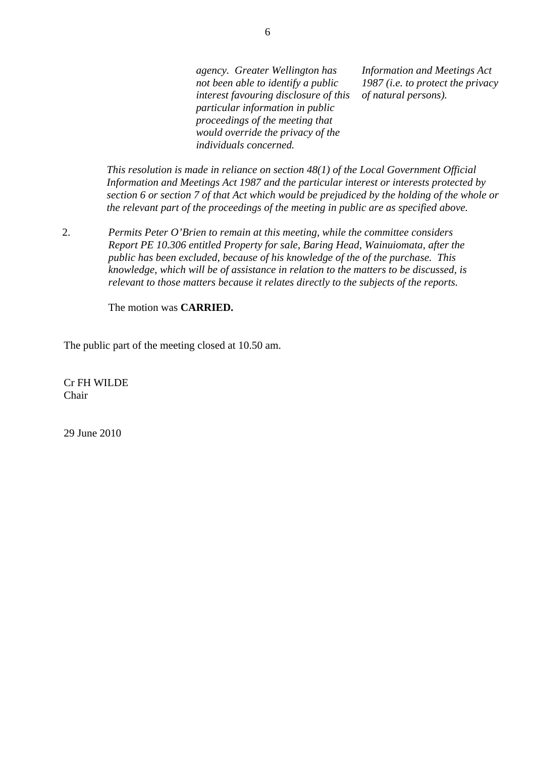| | | |
|---|---|---|
| | *agency. Greater Wellington has not been able to identify a public interest favouring disclosure of this particular information in public proceedings of the meeting that would override the privacy of the individuals concerned.* | *Information and Meetings Act 1987 (i.e. to protect the privacy of natural persons).* |

*This resolution is made in reliance on section 48(1) of the Local Government Official Information and Meetings Act 1987 and the particular interest or interests protected by section 6 or section 7 of that Act which would be prejudiced by the holding of the whole or the relevant part of the proceedings of the meeting in public are as specified above.*

2. *Permits Peter O'Brien to remain at this meeting, while the committee considers Report PE 10.306 entitled Property for sale, Baring Head, Wainuiomata, after the public has been excluded, because of his knowledge of the of the purchase. This knowledge, which will be of assistance in relation to the matters to be discussed, is relevant to those matters because it relates directly to the subjects of the reports.*

   The motion was **CARRIED.**

The public part of the meeting closed at 10.50 am.

Cr FH WILDE
Chair

29 June 2010